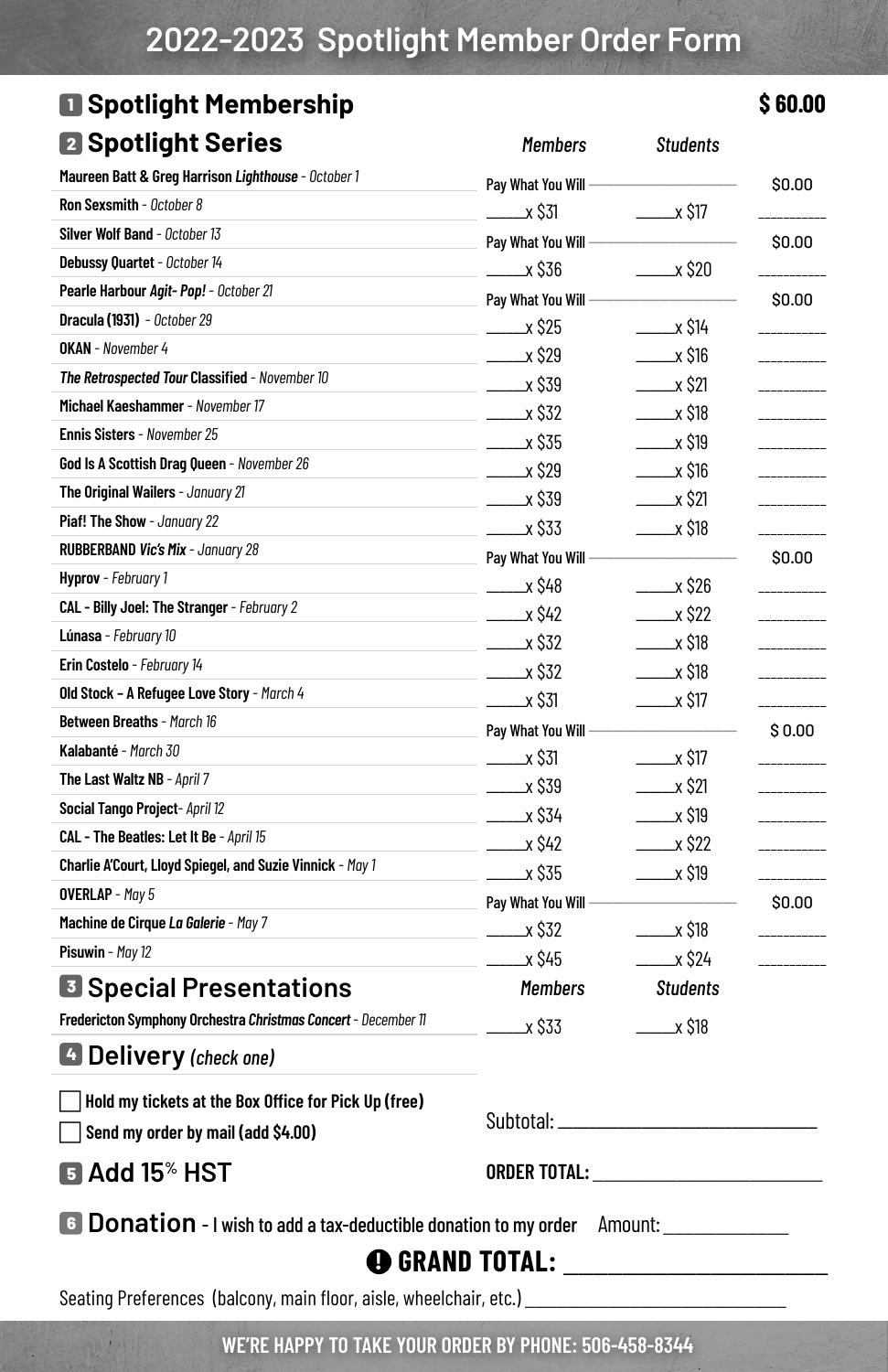# 2022-2023 Spotlight Member Order Form

## 1 Spotlight Membership — $ 60.00

## 2 Spotlight Series

| Show | Members | Students | Total |
|---|---|---|---|
| Maureen Batt & Greg Harrison *Lighthouse* - *October 1* | Pay What You Will | | $0.00 |
| Ron Sexsmith - *October 8* | ____x $31 | ____x $17 | ________ |
| Silver Wolf Band - *October 13* | Pay What You Will | | $0.00 |
| Debussy Quartet - *October 14* | ____x $36 | ____x $20 | ________ |
| Pearle Harbour *Agit- Pop!* - *October 21* | Pay What You Will | | $0.00 |
| Dracula (1931) - *October 29* | ____x $25 | ____x $14 | ________ |
| OKAN - *November 4* | ____x $29 | ____x $16 | ________ |
| *The Retrospected Tour* Classified - *November 10* | ____x $39 | ____x $21 | ________ |
| Michael Kaeshammer - *November 17* | ____x $32 | ____x $18 | ________ |
| Ennis Sisters - *November 25* | ____x $35 | ____x $19 | ________ |
| God Is A Scottish Drag Queen - *November 26* | ____x $29 | ____x $16 | ________ |
| The Original Wailers - *January 21* | ____x $39 | ____x $21 | ________ |
| Piaf! The Show - *January 22* | ____x $33 | ____x $18 | ________ |
| RUBBERBAND *Vic's Mix* - *January 28* | Pay What You Will | | $0.00 |
| Hyprov - *February 1* | ____x $48 | ____x $26 | ________ |
| CAL - Billy Joel: The Stranger - *February 2* | ____x $42 | ____x $22 | ________ |
| Lúnasa - *February 10* | ____x $32 | ____x $18 | ________ |
| Erin Costelo - *February 14* | ____x $32 | ____x $18 | ________ |
| Old Stock – A Refugee Love Story - *March 4* | ____x $31 | ____x $17 | ________ |
| Between Breaths - *March 16* | Pay What You Will | | $ 0.00 |
| Kalabanté - *March 30* | ____x $31 | ____x $17 | ________ |
| The Last Waltz NB - *April 7* | ____x $39 | ____x $21 | ________ |
| Social Tango Project- *April 12* | ____x $34 | ____x $19 | ________ |
| CAL - The Beatles: Let It Be - *April 15* | ____x $42 | ____x $22 | ________ |
| Charlie A'Court, Lloyd Spiegel, and Suzie Vinnick - *May 1* | ____x $35 | ____x $19 | ________ |
| OVERLAP - *May 5* | Pay What You Will | | $0.00 |
| Machine de Cirque *La Galerie* - *May 7* | ____x $32 | ____x $18 | ________ |
| Pisuwin - *May 12* | ____x $45 | ____x $24 | ________ |

## 3 Special Presentations

| Show | Members | Students |
|---|---|---|
| Fredericton Symphony Orchestra *Christmas Concert* - *December 11* | ____x $33 | ____x $18 |

## 4 Delivery *(check one)*

- ☐ **Hold my tickets at the Box Office for Pick Up (free)**
- ☐ **Send my order by mail (add $4.00)**

Subtotal: ______________________

## 5 Add 15% HST

**ORDER TOTAL:** ______________________

## 6 Donation - I wish to add a tax-deductible donation to my order

Amount: ____________

**GRAND TOTAL:** ______________________

Seating Preferences (balcony, main floor, aisle, wheelchair, etc.) ______________________

**WE'RE HAPPY TO TAKE YOUR ORDER BY PHONE: 506-458-8344**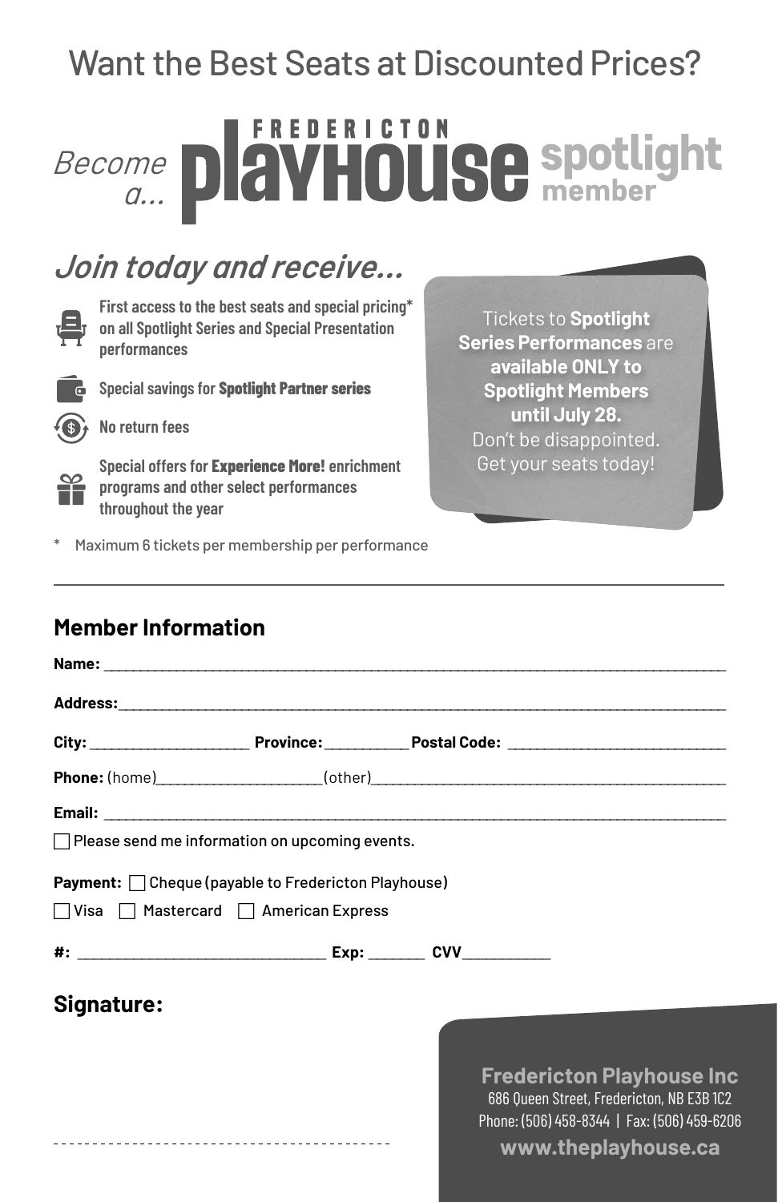# Want the Best Seats at Discounted Prices?

*Become a...* FREDERICTON **playHOUSE** spotlight member

## *Join today and receive...*

- First access to the best seats and special pricing* on all Spotlight Series and Special Presentation performances
- Special savings for **Spotlight Partner series**
- No return fees
- Special offers for **Experience More!** enrichment programs and other select performances throughout the year

\* Maximum 6 tickets per membership per performance

Tickets to **Spotlight Series Performances** are **available ONLY to Spotlight Members until July 28.** Don't be disappointed. Get your seats today!

## Member Information

**Name:** ______________________________

**Address:** ______________________________

**City:** ______________ **Province:** __________ **Postal Code:** ______________

**Phone:** (home)______________ (other)______________

**Email:** ______________________________

☐ Please send me information on upcoming events.

**Payment:** ☐ Cheque (payable to Fredericton Playhouse)

☐ Visa ☐ Mastercard ☐ American Express

**#:** ______________________ **Exp:** _______ **CVV**__________

## Signature:

- - - - - - - - - - - - - - - - - - - - - - - -

**Fredericton Playhouse Inc**
686 Queen Street, Fredericton, NB E3B 1C2
Phone: (506) 458-8344 | Fax: (506) 459-6206
**www.theplayhouse.ca**